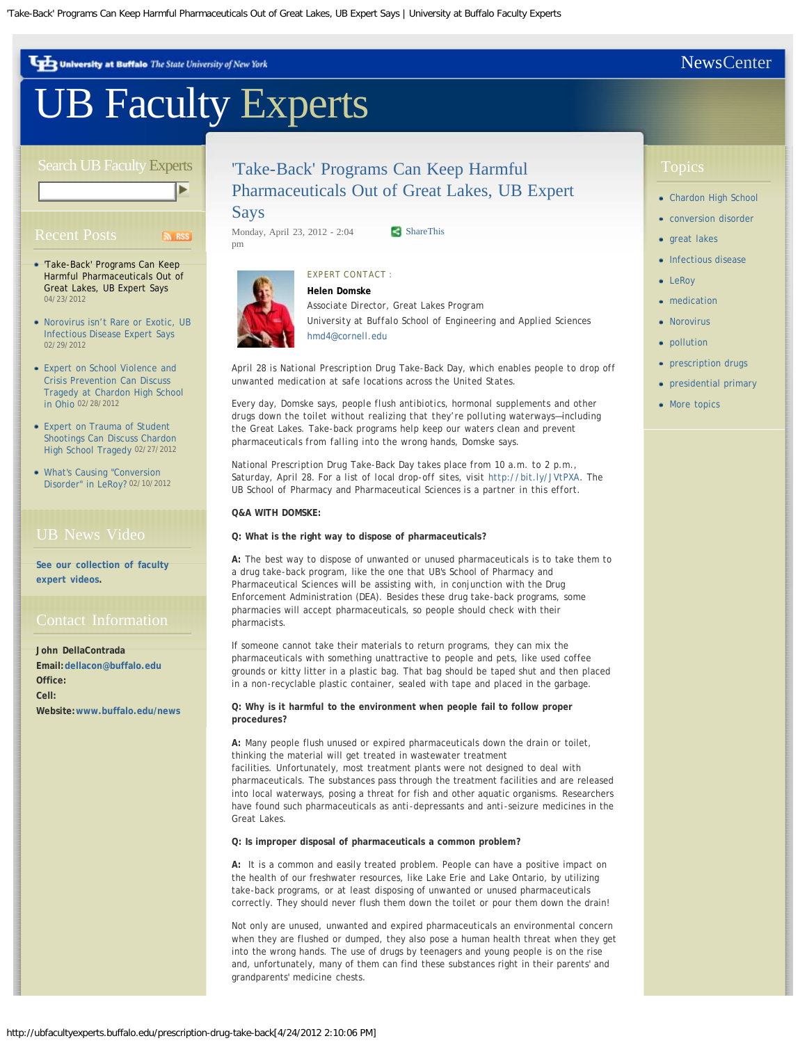# UB Faculty Experts

NewsCenter

## 'Take-Back' Programs Can Keep Harmful Pharmaceuticals Out of Great Lakes, UB Expert Says

Monday, April 23, 2012 - 2:04 pm

ShareThis

EXPERT CONTACT :

**Helen Domske**
Associate Director, Great Lakes Program
University at Buffalo School of Engineering and Applied Sciences
hmd4@cornell.edu

April 28 is National Prescription Drug Take-Back Day, which enables people to drop off unwanted medication at safe locations across the United States.

Every day, Domske says, people flush antibiotics, hormonal supplements and other drugs down the toilet without realizing that they're polluting waterways—including the Great Lakes. Take-back programs help keep our waters clean and prevent pharmaceuticals from falling into the wrong hands, Domske says.

National Prescription Drug Take-Back Day takes place from 10 a.m. to 2 p.m., Saturday, April 28. For a list of local drop-off sites, visit http://bit.ly/JVtPXA. The UB School of Pharmacy and Pharmaceutical Sciences is a partner in this effort.

**Q&A WITH DOMSKE:**

**Q: What is the right way to dispose of pharmaceuticals?**

**A:** The best way to dispose of unwanted or unused pharmaceuticals is to take them to a drug take-back program, like the one that UB's School of Pharmacy and Pharmaceutical Sciences will be assisting with, in conjunction with the Drug Enforcement Administration (DEA). Besides these drug take-back programs, some pharmacies will accept pharmaceuticals, so people should check with their pharmacists.

If someone cannot take their materials to return programs, they can mix the pharmaceuticals with something unattractive to people and pets, like used coffee grounds or kitty litter in a plastic bag. That bag should be taped shut and then placed in a non-recyclable plastic container, sealed with tape and placed in the garbage.

**Q: Why is it harmful to the environment when people fail to follow proper procedures?**

**A:** Many people flush unused or expired pharmaceuticals down the drain or toilet, thinking the material will get treated in wastewater treatment facilities. Unfortunately, most treatment plants were not designed to deal with pharmaceuticals. The substances pass through the treatment facilities and are released into local waterways, posing a threat for fish and other aquatic organisms. Researchers have found such pharmaceuticals as anti-depressants and anti-seizure medicines in the Great Lakes.

**Q: Is improper disposal of pharmaceuticals a common problem?**

**A:** It is a common and easily treated problem. People can have a positive impact on the health of our freshwater resources, like Lake Erie and Lake Ontario, by utilizing take-back programs, or at least disposing of unwanted or unused pharmaceuticals correctly. They should never flush them down the toilet or pour them down the drain!

Not only are unused, unwanted and expired pharmaceuticals an environmental concern when they are flushed or dumped, they also pose a human health threat when they get into the wrong hands. The use of drugs by teenagers and young people is on the rise and, unfortunately, many of them can find these substances right in their parents' and grandparents' medicine chests.

### Search UB Faculty Experts

### Recent Posts

- 'Take-Back' Programs Can Keep Harmful Pharmaceuticals Out of Great Lakes, UB Expert Says 04/23/2012
- Norovirus isn't Rare or Exotic, UB Infectious Disease Expert Says 02/29/2012
- Expert on School Violence and Crisis Prevention Can Discuss Tragedy at Chardon High School in Ohio 02/28/2012
- Expert on Trauma of Student Shootings Can Discuss Chardon High School Tragedy 02/27/2012
- What's Causing "Conversion Disorder" in LeRoy? 02/10/2012

### UB News Video

**See our collection of faculty expert videos.**

### Contact Information

**John DellaContrada**
**Email:** dellacon@buffalo.edu
**Office:**
**Cell:**
**Website:** www.buffalo.edu/news

### Topics

- Chardon High School
- conversion disorder
- great lakes
- Infectious disease
- LeRoy
- medication
- Norovirus
- pollution
- prescription drugs
- presidential primary
- More topics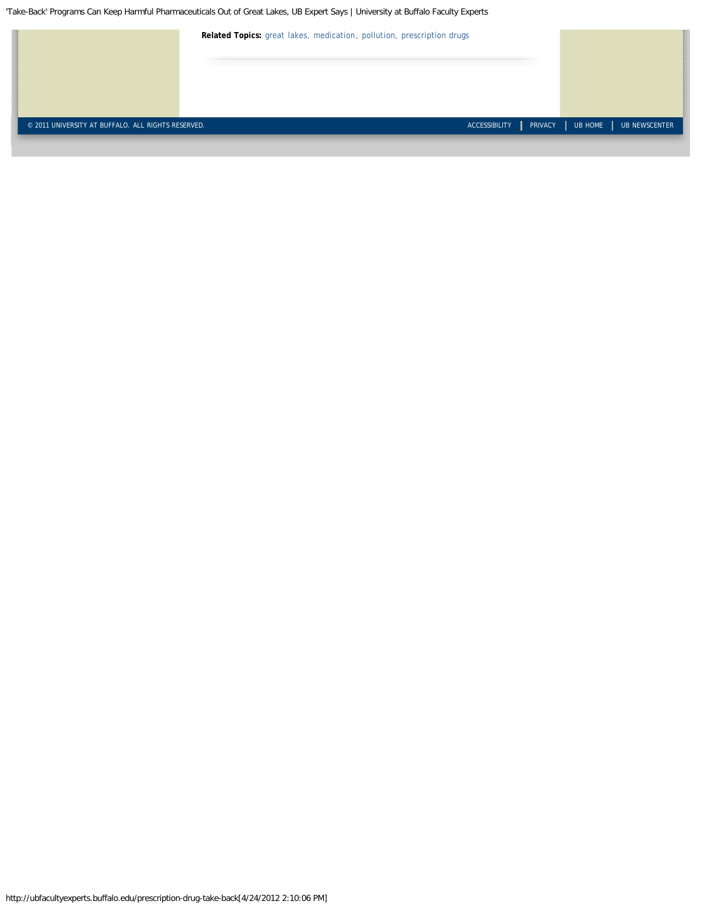**Related Topics:** great lakes, medication, pollution, prescription drugs

© 2011 UNIVERSITY AT BUFFALO. ALL RIGHTS RESERVED.

ACCESSIBILITY | PRIVACY | UB HOME | UB NEWSCENTER